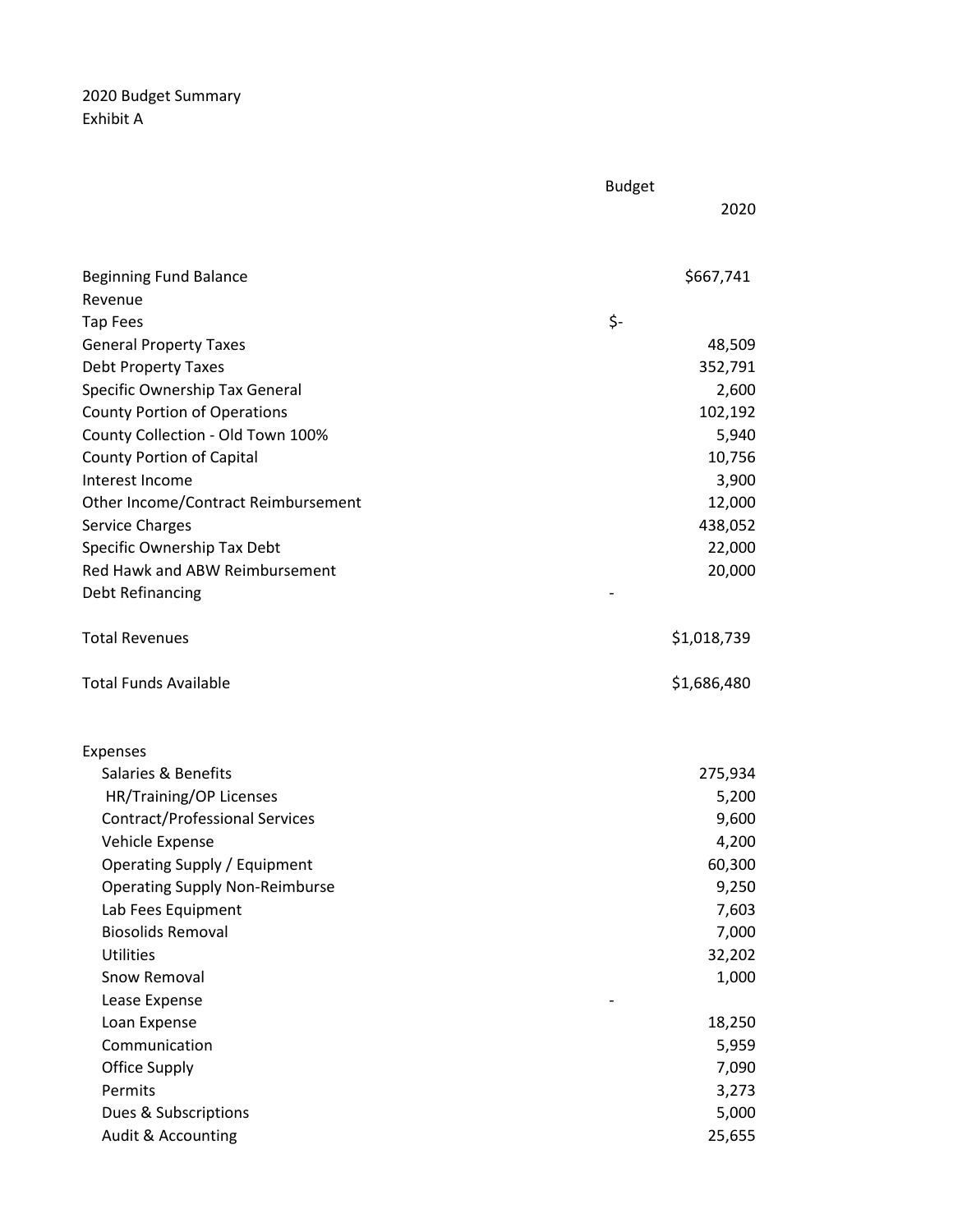2020 Budget Summary
Exhibit A

| | Budget 2020 |
|---|---|
| Beginning Fund Balance | $667,741 |
| Revenue | |
| Tap Fees | $- |
| General Property Taxes | 48,509 |
| Debt Property Taxes | 352,791 |
| Specific Ownership Tax General | 2,600 |
| County Portion of Operations | 102,192 |
| County Collection - Old Town 100% | 5,940 |
| County Portion of Capital | 10,756 |
| Interest Income | 3,900 |
| Other Income/Contract Reimbursement | 12,000 |
| Service Charges | 438,052 |
| Specific Ownership Tax Debt | 22,000 |
| Red Hawk and ABW Reimbursement | 20,000 |
| Debt Refinancing | - |
| Total Revenues | $1,018,739 |
| Total Funds Available | $1,686,480 |
| Expenses | |
| Salaries & Benefits | 275,934 |
| HR/Training/OP Licenses | 5,200 |
| Contract/Professional Services | 9,600 |
| Vehicle Expense | 4,200 |
| Operating Supply / Equipment | 60,300 |
| Operating Supply Non-Reimburse | 9,250 |
| Lab Fees Equipment | 7,603 |
| Biosolids Removal | 7,000 |
| Utilities | 32,202 |
| Snow Removal | 1,000 |
| Lease Expense | - |
| Loan Expense | 18,250 |
| Communication | 5,959 |
| Office Supply | 7,090 |
| Permits | 3,273 |
| Dues & Subscriptions | 5,000 |
| Audit & Accounting | 25,655 |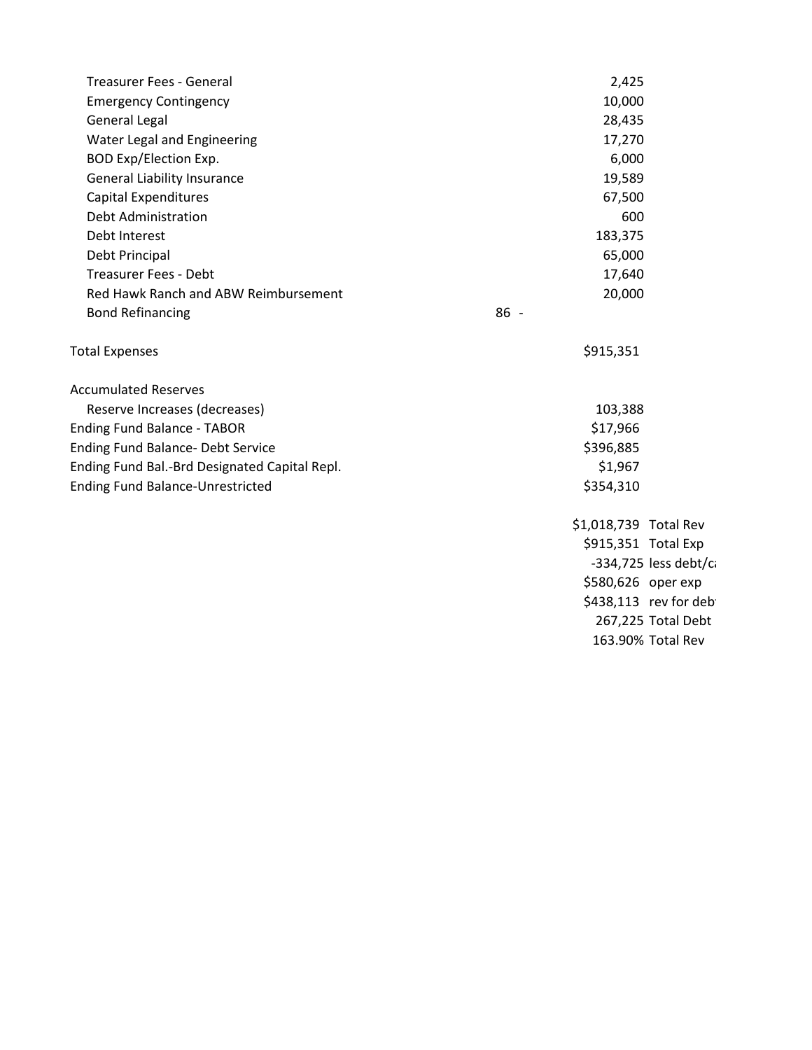| | | |
|---|---|---|
| Treasurer Fees - General | | 2,425 |
| Emergency Contingency | | 10,000 |
| General Legal | | 28,435 |
| Water Legal and Engineering | | 17,270 |
| BOD Exp/Election Exp. | | 6,000 |
| General Liability Insurance | | 19,589 |
| Capital Expenditures | | 67,500 |
| Debt Administration | | 600 |
| Debt Interest | | 183,375 |
| Debt Principal | | 65,000 |
| Treasurer Fees - Debt | | 17,640 |
| Red Hawk Ranch and ABW Reimbursement | | 20,000 |
| Bond Refinancing | 86 - | |
| | | |
| Total Expenses | | $915,351 |
| | | |
| Accumulated Reserves | | |
| Reserve Increases (decreases) | | 103,388 |
| Ending Fund Balance - TABOR | | $17,966 |
| Ending Fund Balance- Debt Service | | $396,885 |
| Ending Fund Bal.-Brd Designated Capital Repl. | | $1,967 |
| Ending Fund Balance-Unrestricted | | $354,310 |

| | |
|---|---|
| $1,018,739 | Total Rev |
| $915,351 | Total Exp |
| -334,725 | less debt/ca |
| $580,626 | oper exp |
| $438,113 | rev for deb |
| 267,225 | Total Debt |
| 163.90% | Total Rev |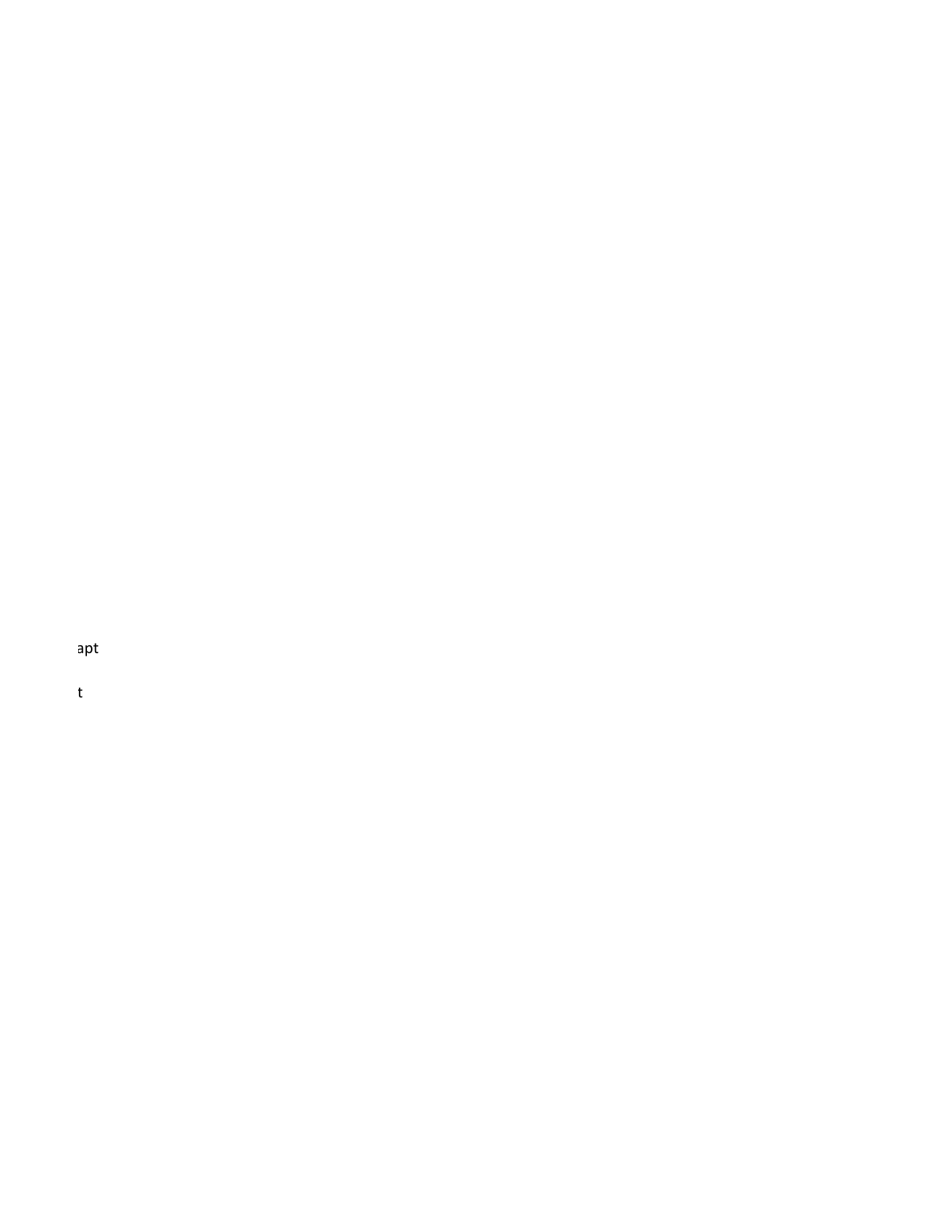apt

t